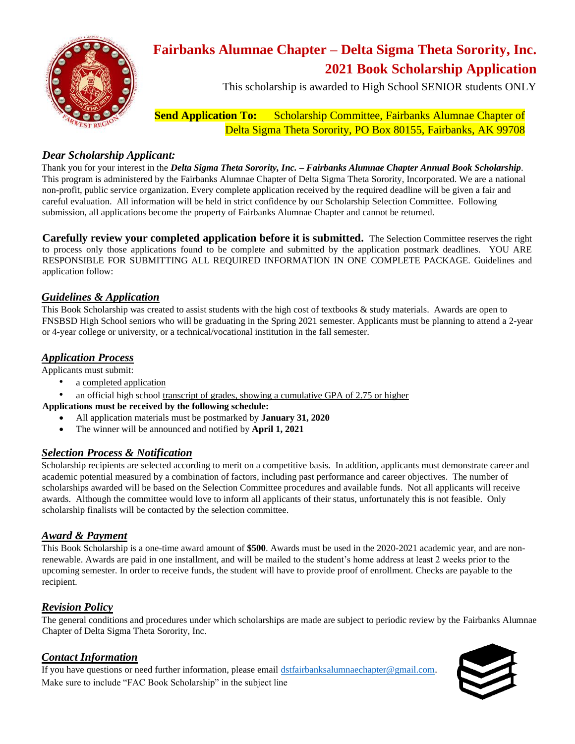# Fairbanks Alumnae Chapter – Delta Sigma Theta Sorority, Inc.

## 2021 Book Scholarship Application

This scholarship is awarded to High School SENIOR students ONLY

**Send Application To:** Scholarship Committee, Fairbanks Alumnae Chapter of Delta Sigma Theta Sorority, PO Box 80155, Fairbanks, AK 99708

### *Dear Scholarship Applicant:*

Thank you for your interest in the ***Delta Sigma Theta Sorority, Inc. – Fairbanks Alumnae Chapter Annual Book Scholarship***. This program is administered by the Fairbanks Alumnae Chapter of Delta Sigma Theta Sorority, Incorporated. We are a national non-profit, public service organization. Every complete application received by the required deadline will be given a fair and careful evaluation. All information will be held in strict confidence by our Scholarship Selection Committee. Following submission, all applications become the property of Fairbanks Alumnae Chapter and cannot be returned.

**Carefully review your completed application before it is submitted.** The Selection Committee reserves the right to process only those applications found to be complete and submitted by the application postmark deadlines. YOU ARE RESPONSIBLE FOR SUBMITTING ALL REQUIRED INFORMATION IN ONE COMPLETE PACKAGE. Guidelines and application follow:

### *Guidelines & Application*

This Book Scholarship was created to assist students with the high cost of textbooks & study materials. Awards are open to FNSBSD High School seniors who will be graduating in the Spring 2021 semester. Applicants must be planning to attend a 2-year or 4-year college or university, or a technical/vocational institution in the fall semester.

### *Application Process*

Applicants must submit:

- a completed application
- an official high school transcript of grades, showing a cumulative GPA of 2.75 or higher

**Applications must be received by the following schedule:**

- All application materials must be postmarked by **January 31, 2020**
- The winner will be announced and notified by **April 1, 2021**

### *Selection Process & Notification*

Scholarship recipients are selected according to merit on a competitive basis. In addition, applicants must demonstrate career and academic potential measured by a combination of factors, including past performance and career objectives. The number of scholarships awarded will be based on the Selection Committee procedures and available funds. Not all applicants will receive awards. Although the committee would love to inform all applicants of their status, unfortunately this is not feasible. Only scholarship finalists will be contacted by the selection committee.

### *Award & Payment*

This Book Scholarship is a one-time award amount of **$500**. Awards must be used in the 2020-2021 academic year, and are non-renewable. Awards are paid in one installment, and will be mailed to the student's home address at least 2 weeks prior to the upcoming semester. In order to receive funds, the student will have to provide proof of enrollment. Checks are payable to the recipient.

### *Revision Policy*

The general conditions and procedures under which scholarships are made are subject to periodic review by the Fairbanks Alumnae Chapter of Delta Sigma Theta Sorority, Inc.

### *Contact Information*

If you have questions or need further information, please email dstfairbanksalumnaechapter@gmail.com. Make sure to include "FAC Book Scholarship" in the subject line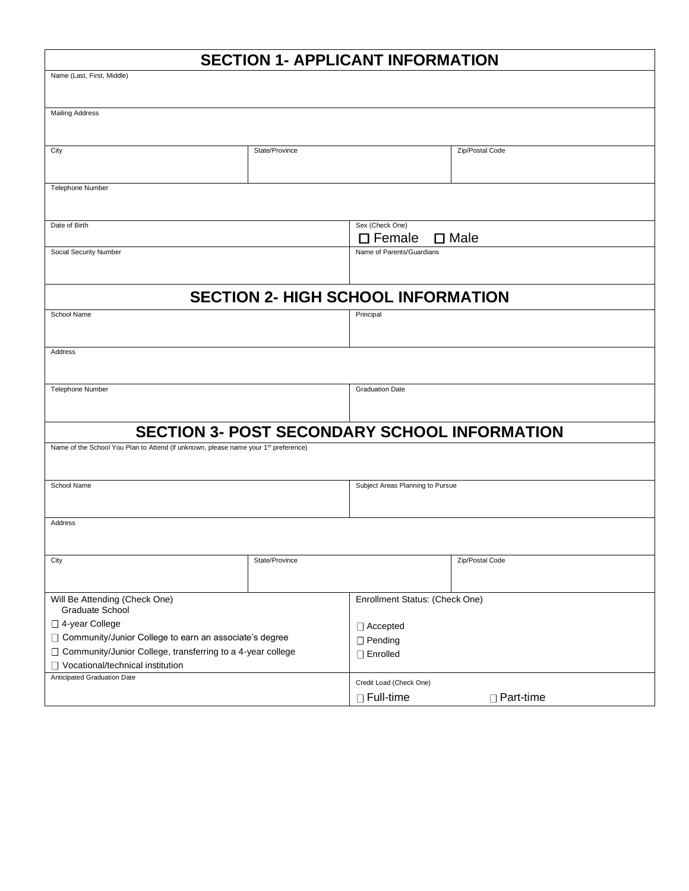## SECTION 1- APPLICANT INFORMATION

Name (Last, First, Middle)

Mailing Address

| City | State/Province | Zip/Postal Code |
|---|---|---|
| | | |

Telephone Number

| Date of Birth | Sex (Check One) ☐ Female ☐ Male |
|---|---|
| **Social Security Number** | **Name of Parents/Guardians** |
| | |

## SECTION 2- HIGH SCHOOL INFORMATION

| School Name | Principal |
|---|---|
| | |

Address

| Telephone Number | Graduation Date |
|---|---|
| | |

## SECTION 3- POST SECONDARY SCHOOL INFORMATION

Name of the School You Plan to Attend (if unknown, please name your 1st preference)

| School Name | Subject Areas Planning to Pursue |
|---|---|
| | |

Address

| City | State/Province | Zip/Postal Code |
|---|---|---|
| | | |

| Will Be Attending (Check One) | Enrollment Status: (Check One) |
|---|---|
| Graduate School | |
| ☐ 4-year College | ☐ Accepted |
| ☐ Community/Junior College to earn an associate's degree | ☐ Pending |
| ☐ Community/Junior College, transferring to a 4-year college | ☐ Enrolled |
| ☐ Vocational/technical institution | |
| **Anticipated Graduation Date** | **Credit Load (Check One)** |
| | ☐ Full-time ☐ Part-time |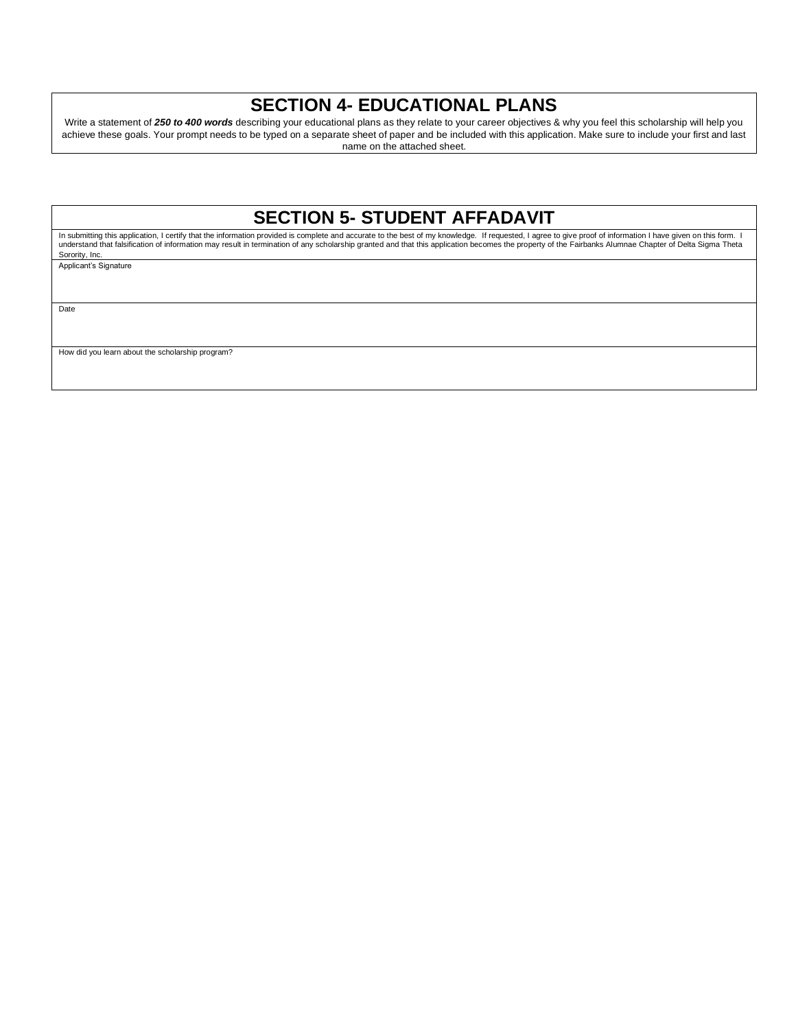## SECTION 4- EDUCATIONAL PLANS

Write a statement of ***250 to 400 words*** describing your educational plans as they relate to your career objectives & why you feel this scholarship will help you achieve these goals. Your prompt needs to be typed on a separate sheet of paper and be included with this application. Make sure to include your first and last name on the attached sheet.

## SECTION 5- STUDENT AFFADAVIT

In submitting this application, I certify that the information provided is complete and accurate to the best of my knowledge. If requested, I agree to give proof of information I have given on this form. I understand that falsification of information may result in termination of any scholarship granted and that this application becomes the property of the Fairbanks Alumnae Chapter of Delta Sigma Theta Sorority, Inc.

| |
|---|
| Applicant's Signature |
| Date |
| How did you learn about the scholarship program? |